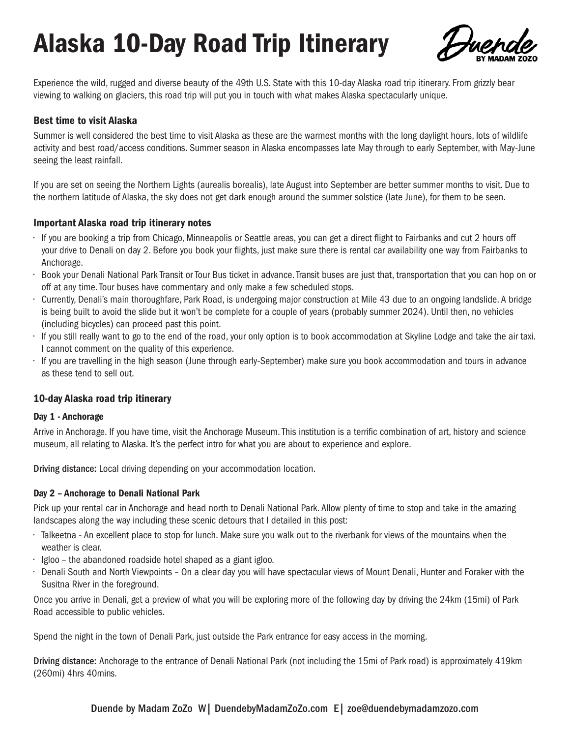# Alaska 10-Day Road Trip Itinerary

Experience the wild, rugged and diverse beauty of the 49th U.S. State with this 10-day Alaska road trip itinerary. From grizzly bear viewing to walking on glaciers, this road trip will put you in touch with what makes Alaska spectacularly unique.

### Best time to visit Alaska

Summer is well considered the best time to visit Alaska as these are the warmest months with the long daylight hours, lots of wildlife activity and best road/access conditions. Summer season in Alaska encompasses late May through to early September, with May-June seeing the least rainfall.

If you are set on seeing the Northern Lights (aurealis borealis), late August into September are better summer months to visit. Due to the northern latitude of Alaska, the sky does not get dark enough around the summer solstice (late June), for them to be seen.

### Important Alaska road trip itinerary notes

- If you are booking a trip from Chicago, Minneapolis or Seattle areas, you can get a direct flight to Fairbanks and cut 2 hours off your drive to Denali on day 2. Before you book your flights, just make sure there is rental car availability one way from Fairbanks to Anchorage.
- Book your Denali National Park Transit or Tour Bus ticket in advance. Transit buses are just that, transportation that you can hop on or off at any time. Tour buses have commentary and only make a few scheduled stops.
- Currently, Denali's main thoroughfare, Park Road, is undergoing major construction at Mile 43 due to an ongoing landslide. A bridge is being built to avoid the slide but it won't be complete for a couple of years (probably summer 2024). Until then, no vehicles (including bicycles) can proceed past this point.
- If you still really want to go to the end of the road, your only option is to book accommodation at Skyline Lodge and take the air taxi. I cannot comment on the quality of this experience.
- If you are travelling in the high season (June through early-September) make sure you book accommodation and tours in advance as these tend to sell out.

### 10-day Alaska road trip itinerary

#### Day 1 - Anchorage

Arrive in Anchorage. If you have time, visit the Anchorage Museum. This institution is a terrific combination of art, history and science museum, all relating to Alaska. It's the perfect intro for what you are about to experience and explore.

**Driving distance:** Local driving depending on your accommodation location.

#### Day 2 – Anchorage to Denali National Park

Pick up your rental car in Anchorage and head north to Denali National Park. Allow plenty of time to stop and take in the amazing landscapes along the way including these scenic detours that I detailed in this post:

- Talkeetna - An excellent place to stop for lunch. Make sure you walk out to the riverbank for views of the mountains when the weather is clear.
- Igloo – the abandoned roadside hotel shaped as a giant igloo.
- Denali South and North Viewpoints – On a clear day you will have spectacular views of Mount Denali, Hunter and Foraker with the Susitna River in the foreground.

Once you arrive in Denali, get a preview of what you will be exploring more of the following day by driving the 24km (15mi) of Park Road accessible to public vehicles.

Spend the night in the town of Denali Park, just outside the Park entrance for easy access in the morning.

**Driving distance:** Anchorage to the entrance of Denali National Park (not including the 15mi of Park road) is approximately 419km (260mi) 4hrs 40mins.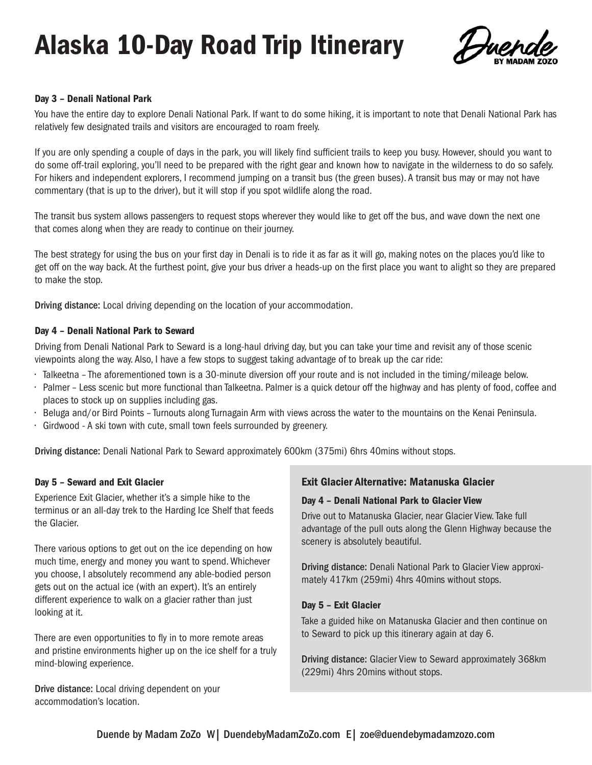# Alaska 10-Day Road Trip Itinerary

### Day 3 – Denali National Park

You have the entire day to explore Denali National Park. If want to do some hiking, it is important to note that Denali National Park has relatively few designated trails and visitors are encouraged to roam freely.

If you are only spending a couple of days in the park, you will likely find sufficient trails to keep you busy. However, should you want to do some off-trail exploring, you'll need to be prepared with the right gear and known how to navigate in the wilderness to do so safely. For hikers and independent explorers, I recommend jumping on a transit bus (the green buses). A transit bus may or may not have commentary (that is up to the driver), but it will stop if you spot wildlife along the road.

The transit bus system allows passengers to request stops wherever they would like to get off the bus, and wave down the next one that comes along when they are ready to continue on their journey.

The best strategy for using the bus on your first day in Denali is to ride it as far as it will go, making notes on the places you'd like to get off on the way back. At the furthest point, give your bus driver a heads-up on the first place you want to alight so they are prepared to make the stop.

**Driving distance:** Local driving depending on the location of your accommodation.

### Day 4 – Denali National Park to Seward

Driving from Denali National Park to Seward is a long-haul driving day, but you can take your time and revisit any of those scenic viewpoints along the way. Also, I have a few stops to suggest taking advantage of to break up the car ride:

- Talkeetna – The aforementioned town is a 30-minute diversion off your route and is not included in the timing/mileage below.
- Palmer – Less scenic but more functional than Talkeetna. Palmer is a quick detour off the highway and has plenty of food, coffee and places to stock up on supplies including gas.
- Beluga and/or Bird Points – Turnouts along Turnagain Arm with views across the water to the mountains on the Kenai Peninsula.
- Girdwood - A ski town with cute, small town feels surrounded by greenery.

**Driving distance:** Denali National Park to Seward approximately 600km (375mi) 6hrs 40mins without stops.

### Day 5 – Seward and Exit Glacier

Experience Exit Glacier, whether it's a simple hike to the terminus or an all-day trek to the Harding Ice Shelf that feeds the Glacier.

There various options to get out on the ice depending on how much time, energy and money you want to spend. Whichever you choose, I absolutely recommend any able-bodied person gets out on the actual ice (with an expert). It's an entirely different experience to walk on a glacier rather than just looking at it.

There are even opportunities to fly in to more remote areas and pristine environments higher up on the ice shelf for a truly mind-blowing experience.

**Drive distance:** Local driving dependent on your accommodation's location.

### Exit Glacier Alternative: Matanuska Glacier

#### Day 4 – Denali National Park to Glacier View

Drive out to Matanuska Glacier, near Glacier View. Take full advantage of the pull outs along the Glenn Highway because the scenery is absolutely beautiful.

**Driving distance:** Denali National Park to Glacier View approximately 417km (259mi) 4hrs 40mins without stops.

#### Day 5 – Exit Glacier

Take a guided hike on Matanuska Glacier and then continue on to Seward to pick up this itinerary again at day 6.

**Driving distance:** Glacier View to Seward approximately 368km (229mi) 4hrs 20mins without stops.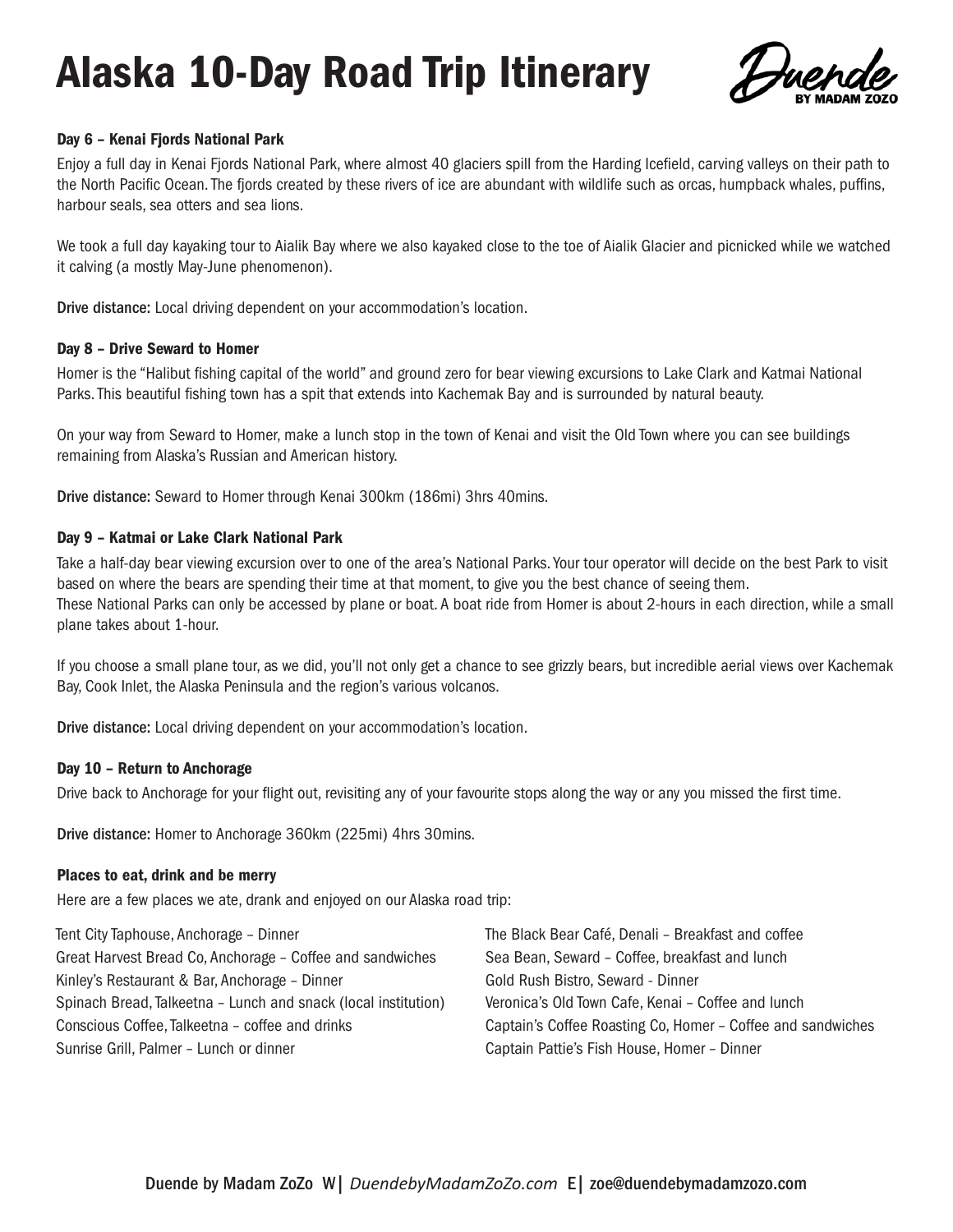# Alaska 10-Day Road Trip Itinerary

**Day 6 – Kenai Fjords National Park**

Enjoy a full day in Kenai Fjords National Park, where almost 40 glaciers spill from the Harding Icefield, carving valleys on their path to the North Pacific Ocean. The fjords created by these rivers of ice are abundant with wildlife such as orcas, humpback whales, puffins, harbour seals, sea otters and sea lions.

We took a full day kayaking tour to Aialik Bay where we also kayaked close to the toe of Aialik Glacier and picnicked while we watched it calving (a mostly May-June phenomenon).

**Drive distance:** Local driving dependent on your accommodation's location.

**Day 8 – Drive Seward to Homer**

Homer is the "Halibut fishing capital of the world" and ground zero for bear viewing excursions to Lake Clark and Katmai National Parks. This beautiful fishing town has a spit that extends into Kachemak Bay and is surrounded by natural beauty.

On your way from Seward to Homer, make a lunch stop in the town of Kenai and visit the Old Town where you can see buildings remaining from Alaska's Russian and American history.

**Drive distance:** Seward to Homer through Kenai 300km (186mi) 3hrs 40mins.

**Day 9 – Katmai or Lake Clark National Park**

Take a half-day bear viewing excursion over to one of the area's National Parks. Your tour operator will decide on the best Park to visit based on where the bears are spending their time at that moment, to give you the best chance of seeing them.
These National Parks can only be accessed by plane or boat. A boat ride from Homer is about 2-hours in each direction, while a small plane takes about 1-hour.

If you choose a small plane tour, as we did, you'll not only get a chance to see grizzly bears, but incredible aerial views over Kachemak Bay, Cook Inlet, the Alaska Peninsula and the region's various volcanos.

**Drive distance:** Local driving dependent on your accommodation's location.

**Day 10 – Return to Anchorage**

Drive back to Anchorage for your flight out, revisiting any of your favourite stops along the way or any you missed the first time.

**Drive distance:** Homer to Anchorage 360km (225mi) 4hrs 30mins.

**Places to eat, drink and be merry**

Here are a few places we ate, drank and enjoyed on our Alaska road trip:

Tent City Taphouse, Anchorage – Dinner
Great Harvest Bread Co, Anchorage – Coffee and sandwiches
Kinley's Restaurant & Bar, Anchorage – Dinner
Spinach Bread, Talkeetna – Lunch and snack (local institution)
Conscious Coffee, Talkeetna – coffee and drinks
Sunrise Grill, Palmer – Lunch or dinner
The Black Bear Café, Denali – Breakfast and coffee
Sea Bean, Seward – Coffee, breakfast and lunch
Gold Rush Bistro, Seward - Dinner
Veronica's Old Town Cafe, Kenai – Coffee and lunch
Captain's Coffee Roasting Co, Homer – Coffee and sandwiches
Captain Pattie's Fish House, Homer – Dinner